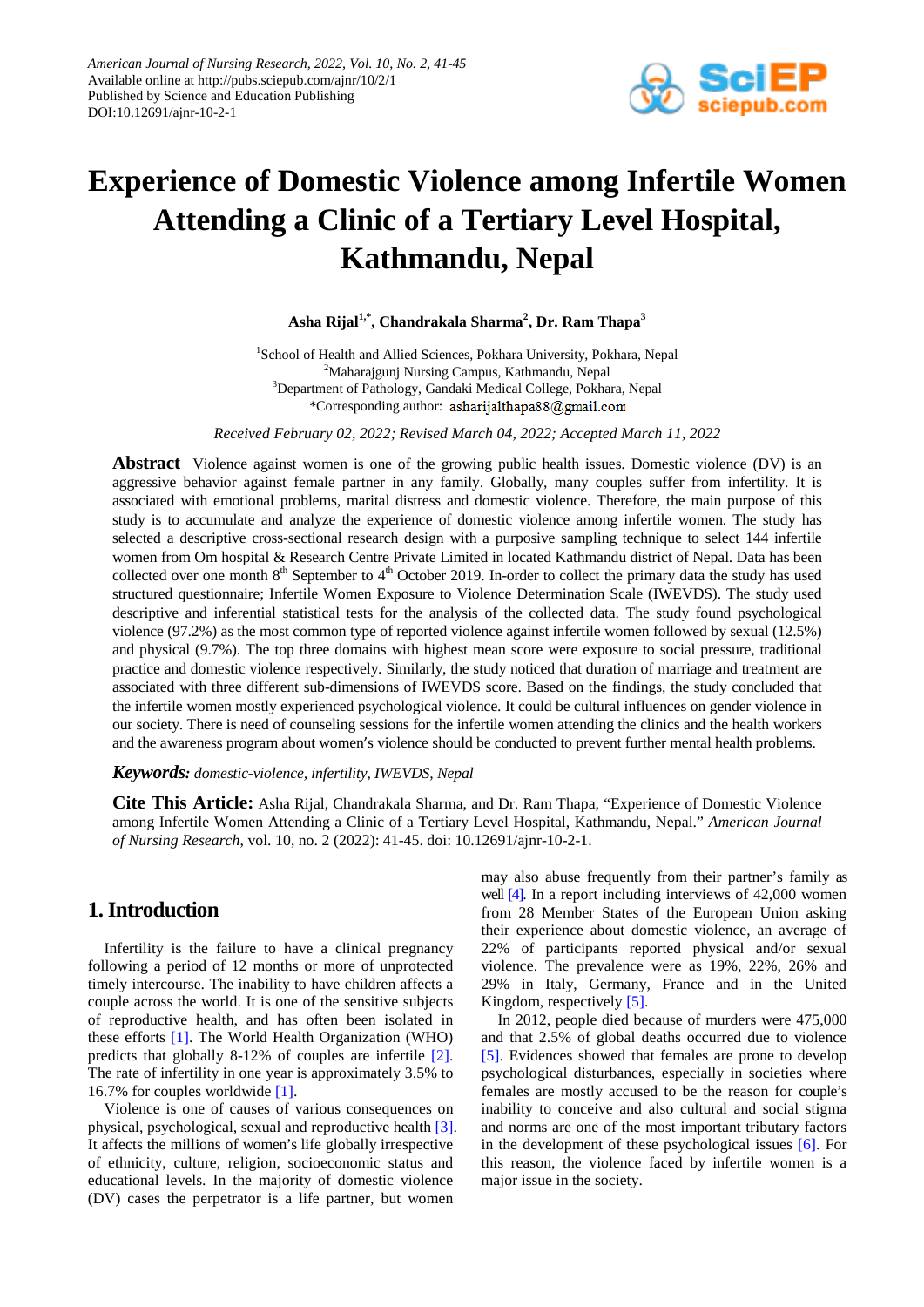# Experience of Domestic Violence among Infertile Women Attending a Clinic of a Tertiary Level Hospital, Kathmandu, Nepal

**Asha Rijal[1,*], Chandrakala Sharma[2], Dr. Ram Thapa[3]**

[1]School of Health and Allied Sciences, Pokhara University, Pokhara, Nepal
[2]Maharajgunj Nursing Campus, Kathmandu, Nepal
[3]Department of Pathology, Gandaki Medical College, Pokhara, Nepal
*Corresponding author: asharijalthapa88@gmail.com

*Received February 02, 2022; Revised March 04, 2022; Accepted March 11, 2022*

**Abstract** Violence against women is one of the growing public health issues. Domestic violence (DV) is an aggressive behavior against female partner in any family. Globally, many couples suffer from infertility. It is associated with emotional problems, marital distress and domestic violence. Therefore, the main purpose of this study is to accumulate and analyze the experience of domestic violence among infertile women. The study has selected a descriptive cross-sectional research design with a purposive sampling technique to select 144 infertile women from Om hospital & Research Centre Private Limited in located Kathmandu district of Nepal. Data has been collected over one month 8th September to 4th October 2019. In-order to collect the primary data the study has used structured questionnaire; Infertile Women Exposure to Violence Determination Scale (IWEVDS). The study used descriptive and inferential statistical tests for the analysis of the collected data. The study found psychological violence (97.2%) as the most common type of reported violence against infertile women followed by sexual (12.5%) and physical (9.7%). The top three domains with highest mean score were exposure to social pressure, traditional practice and domestic violence respectively. Similarly, the study noticed that duration of marriage and treatment are associated with three different sub-dimensions of IWEVDS score. Based on the findings, the study concluded that the infertile women mostly experienced psychological violence. It could be cultural influences on gender violence in our society. There is need of counseling sessions for the infertile women attending the clinics and the health workers and the awareness program about women's violence should be conducted to prevent further mental health problems.

***Keywords:*** *domestic-violence, infertility, IWEVDS, Nepal*

**Cite This Article:** Asha Rijal, Chandrakala Sharma, and Dr. Ram Thapa, "Experience of Domestic Violence among Infertile Women Attending a Clinic of a Tertiary Level Hospital, Kathmandu, Nepal." *American Journal of Nursing Research*, vol. 10, no. 2 (2022): 41-45. doi: 10.12691/ajnr-10-2-1.

## 1. Introduction

Infertility is the failure to have a clinical pregnancy following a period of 12 months or more of unprotected timely intercourse. The inability to have children affects a couple across the world. It is one of the sensitive subjects of reproductive health, and has often been isolated in these efforts [1]. The World Health Organization (WHO) predicts that globally 8-12% of couples are infertile [2]. The rate of infertility in one year is approximately 3.5% to 16.7% for couples worldwide [1].

Violence is one of causes of various consequences on physical, psychological, sexual and reproductive health [3]. It affects the millions of women's life globally irrespective of ethnicity, culture, religion, socioeconomic status and educational levels. In the majority of domestic violence (DV) cases the perpetrator is a life partner, but women may also abuse frequently from their partner's family as well [4]. In a report including interviews of 42,000 women from 28 Member States of the European Union asking their experience about domestic violence, an average of 22% of participants reported physical and/or sexual violence. The prevalence were as 19%, 22%, 26% and 29% in Italy, Germany, France and in the United Kingdom, respectively [5].

In 2012, people died because of murders were 475,000 and that 2.5% of global deaths occurred due to violence [5]. Evidences showed that females are prone to develop psychological disturbances, especially in societies where females are mostly accused to be the reason for couple's inability to conceive and also cultural and social stigma and norms are one of the most important tributary factors in the development of these psychological issues [6]. For this reason, the violence faced by infertile women is a major issue in the society.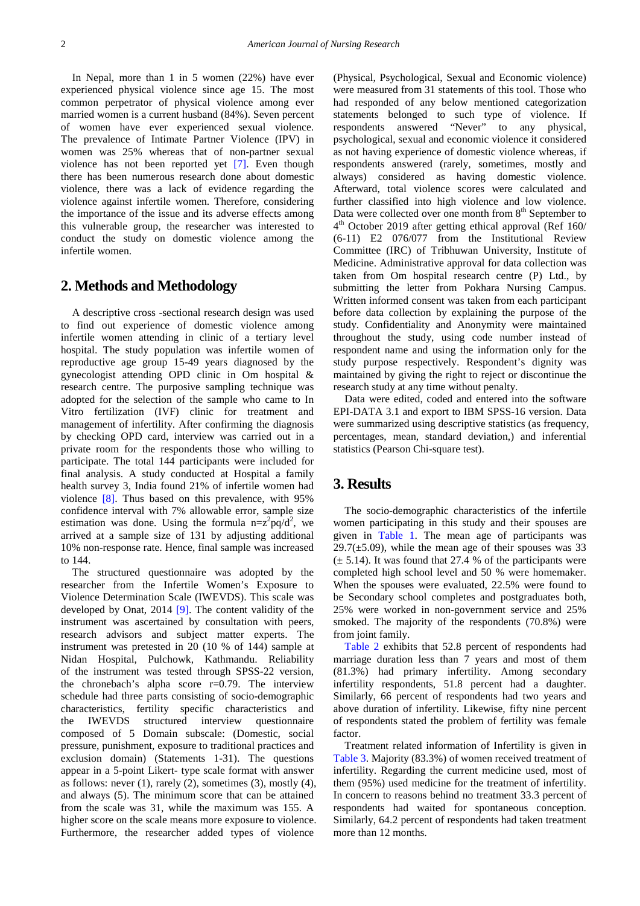In Nepal, more than 1 in 5 women (22%) have ever experienced physical violence since age 15. The most common perpetrator of physical violence among ever married women is a current husband (84%). Seven percent of women have ever experienced sexual violence. The prevalence of Intimate Partner Violence (IPV) in women was 25% whereas that of non-partner sexual violence has not been reported yet [7]. Even though there has been numerous research done about domestic violence, there was a lack of evidence regarding the violence against infertile women. Therefore, considering the importance of the issue and its adverse effects among this vulnerable group, the researcher was interested to conduct the study on domestic violence among the infertile women.

## 2. Methods and Methodology

A descriptive cross -sectional research design was used to find out experience of domestic violence among infertile women attending in clinic of a tertiary level hospital. The study population was infertile women of reproductive age group 15-49 years diagnosed by the gynecologist attending OPD clinic in Om hospital & research centre. The purposive sampling technique was adopted for the selection of the sample who came to In Vitro fertilization (IVF) clinic for treatment and management of infertility. After confirming the diagnosis by checking OPD card, interview was carried out in a private room for the respondents those who willing to participate. The total 144 participants were included for final analysis. A study conducted at Hospital a family health survey 3, India found 21% of infertile women had violence [8]. Thus based on this prevalence, with 95% confidence interval with 7% allowable error, sample size estimation was done. Using the formula $n=z^2pq/d^2$, we arrived at a sample size of 131 by adjusting additional 10% non-response rate. Hence, final sample was increased to 144.

The structured questionnaire was adopted by the researcher from the Infertile Women's Exposure to Violence Determination Scale (IWEVDS). This scale was developed by Onat, 2014 [9]. The content validity of the instrument was ascertained by consultation with peers, research advisors and subject matter experts. The instrument was pretested in 20 (10 % of 144) sample at Nidan Hospital, Pulchowk, Kathmandu. Reliability of the instrument was tested through SPSS-22 version, the chronebach's alpha score r=0.79. The interview schedule had three parts consisting of socio-demographic characteristics, fertility specific characteristics and the IWEVDS structured interview questionnaire composed of 5 Domain subscale: (Domestic, social pressure, punishment, exposure to traditional practices and exclusion domain) (Statements 1-31). The questions appear in a 5-point Likert- type scale format with answer as follows: never (1), rarely (2), sometimes (3), mostly (4), and always (5). The minimum score that can be attained from the scale was 31, while the maximum was 155. A higher score on the scale means more exposure to violence. Furthermore, the researcher added types of violence (Physical, Psychological, Sexual and Economic violence) were measured from 31 statements of this tool. Those who had responded of any below mentioned categorization statements belonged to such type of violence. If respondents answered "Never" to any physical, psychological, sexual and economic violence it considered as not having experience of domestic violence whereas, if respondents answered (rarely, sometimes, mostly and always) considered as having domestic violence. Afterward, total violence scores were calculated and further classified into high violence and low violence. Data were collected over one month from 8th September to 4th October 2019 after getting ethical approval (Ref 160/ (6-11) E2 076/077 from the Institutional Review Committee (IRC) of Tribhuwan University, Institute of Medicine. Administrative approval for data collection was taken from Om hospital research centre (P) Ltd., by submitting the letter from Pokhara Nursing Campus. Written informed consent was taken from each participant before data collection by explaining the purpose of the study. Confidentiality and Anonymity were maintained throughout the study, using code number instead of respondent name and using the information only for the study purpose respectively. Respondent's dignity was maintained by giving the right to reject or discontinue the research study at any time without penalty.

Data were edited, coded and entered into the software EPI-DATA 3.1 and export to IBM SPSS-16 version. Data were summarized using descriptive statistics (as frequency, percentages, mean, standard deviation,) and inferential statistics (Pearson Chi-square test).

## 3. Results

The socio-demographic characteristics of the infertile women participating in this study and their spouses are given in Table 1. The mean age of participants was 29.7(±5.09), while the mean age of their spouses was 33 (± 5.14). It was found that 27.4 % of the participants were completed high school level and 50 % were homemaker. When the spouses were evaluated, 22.5% were found to be Secondary school completes and postgraduates both, 25% were worked in non-government service and 25% smoked. The majority of the respondents (70.8%) were from joint family.

Table 2 exhibits that 52.8 percent of respondents had marriage duration less than 7 years and most of them (81.3%) had primary infertility. Among secondary infertility respondents, 51.8 percent had a daughter. Similarly, 66 percent of respondents had two years and above duration of infertility. Likewise, fifty nine percent of respondents stated the problem of fertility was female factor.

Treatment related information of Infertility is given in Table 3. Majority (83.3%) of women received treatment of infertility. Regarding the current medicine used, most of them (95%) used medicine for the treatment of infertility. In concern to reasons behind no treatment 33.3 percent of respondents had waited for spontaneous conception. Similarly, 64.2 percent of respondents had taken treatment more than 12 months.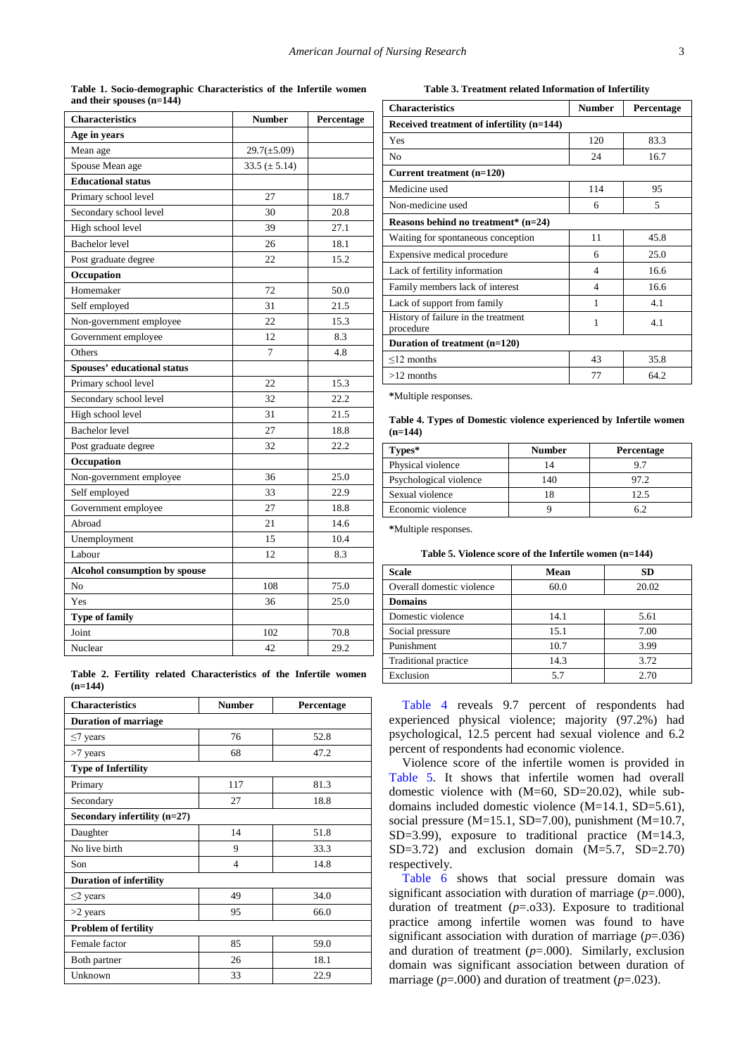**Table 1. Socio-demographic Characteristics of the Infertile women and their spouses (n=144)**

| Characteristics | Number | Percentage |
|---|---|---|
| **Age in years** | | |
| Mean age | 29.7(±5.09) | |
| Spouse Mean age | 33.5 (± 5.14) | |
| **Educational status** | | |
| Primary school level | 27 | 18.7 |
| Secondary school level | 30 | 20.8 |
| High school level | 39 | 27.1 |
| Bachelor level | 26 | 18.1 |
| Post graduate degree | 22 | 15.2 |
| **Occupation** | | |
| Homemaker | 72 | 50.0 |
| Self employed | 31 | 21.5 |
| Non-government employee | 22 | 15.3 |
| Government employee | 12 | 8.3 |
| Others | 7 | 4.8 |
| **Spouses' educational status** | | |
| Primary school level | 22 | 15.3 |
| Secondary school level | 32 | 22.2 |
| High school level | 31 | 21.5 |
| Bachelor level | 27 | 18.8 |
| Post graduate degree | 32 | 22.2 |
| **Occupation** | | |
| Non-government employee | 36 | 25.0 |
| Self employed | 33 | 22.9 |
| Government employee | 27 | 18.8 |
| Abroad | 21 | 14.6 |
| Unemployment | 15 | 10.4 |
| Labour | 12 | 8.3 |
| **Alcohol consumption by spouse** | | |
| No | 108 | 75.0 |
| Yes | 36 | 25.0 |
| **Type of family** | | |
| Joint | 102 | 70.8 |
| Nuclear | 42 | 29.2 |

**Table 2. Fertility related Characteristics of the Infertile women (n=144)**

| Characteristics | Number | Percentage |
|---|---|---|
| **Duration of marriage** | | |
| ≤7 years | 76 | 52.8 |
| >7 years | 68 | 47.2 |
| **Type of Infertility** | | |
| Primary | 117 | 81.3 |
| Secondary | 27 | 18.8 |
| **Secondary infertility (n=27)** | | |
| Daughter | 14 | 51.8 |
| No live birth | 9 | 33.3 |
| Son | 4 | 14.8 |
| **Duration of infertility** | | |
| ≤2 years | 49 | 34.0 |
| >2 years | 95 | 66.0 |
| **Problem of fertility** | | |
| Female factor | 85 | 59.0 |
| Both partner | 26 | 18.1 |
| Unknown | 33 | 22.9 |

**Table 3. Treatment related Information of Infertility**

| Characteristics | Number | Percentage |
|---|---|---|
| **Received treatment of infertility (n=144)** | | |
| Yes | 120 | 83.3 |
| No | 24 | 16.7 |
| **Current treatment (n=120)** | | |
| Medicine used | 114 | 95 |
| Non-medicine used | 6 | 5 |
| **Reasons behind no treatment* (n=24)** | | |
| Waiting for spontaneous conception | 11 | 45.8 |
| Expensive medical procedure | 6 | 25.0 |
| Lack of fertility information | 4 | 16.6 |
| Family members lack of interest | 4 | 16.6 |
| Lack of support from family | 1 | 4.1 |
| History of failure in the treatment procedure | 1 | 4.1 |
| **Duration of treatment (n=120)** | | |
| ≤12 months | 43 | 35.8 |
| >12 months | 77 | 64.2 |

*Multiple responses.

**Table 4. Types of Domestic violence experienced by Infertile women (n=144)**

| Types* | Number | Percentage |
|---|---|---|
| Physical violence | 14 | 9.7 |
| Psychological violence | 140 | 97.2 |
| Sexual violence | 18 | 12.5 |
| Economic violence | 9 | 6.2 |

*Multiple responses.

**Table 5. Violence score of the Infertile women (n=144)**

| Scale | Mean | SD |
|---|---|---|
| Overall domestic violence | 60.0 | 20.02 |
| **Domains** | | |
| Domestic violence | 14.1 | 5.61 |
| Social pressure | 15.1 | 7.00 |
| Punishment | 10.7 | 3.99 |
| Traditional practice | 14.3 | 3.72 |
| Exclusion | 5.7 | 2.70 |

Table 4 reveals 9.7 percent of respondents had experienced physical violence; majority (97.2%) had psychological, 12.5 percent had sexual violence and 6.2 percent of respondents had economic violence.

Violence score of the infertile women is provided in Table 5. It shows that infertile women had overall domestic violence with (M=60, SD=20.02), while sub-domains included domestic violence (M=14.1, SD=5.61), social pressure (M=15.1, SD=7.00), punishment (M=10.7, SD=3.99), exposure to traditional practice (M=14.3, SD=3.72) and exclusion domain (M=5.7, SD=2.70) respectively.

Table 6 shows that social pressure domain was significant association with duration of marriage ($p$=.000), duration of treatment ($p$=.o33). Exposure to traditional practice among infertile women was found to have significant association with duration of marriage ($p$=.036) and duration of treatment ($p$=.000). Similarly, exclusion domain was significant association between duration of marriage ($p$=.000) and duration of treatment ($p$=.023).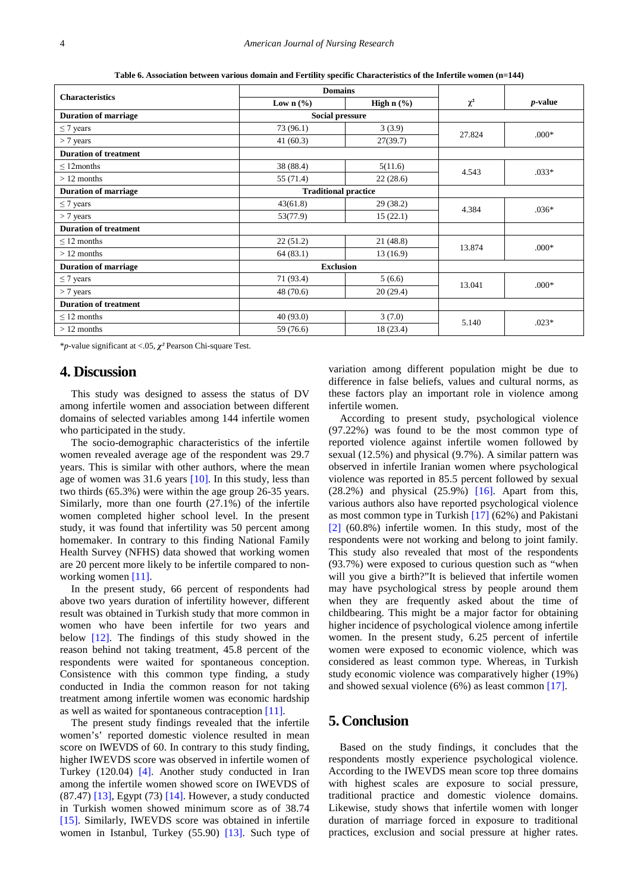**Table 6. Association between various domain and Fertility specific Characteristics of the Infertile women (n=144)**

| Characteristics | Domains | | $\chi^2$ | *p*-value |
|---|---|---|---|---|
| | Low n (%) | High n (%) | | |
| **Duration of marriage** | Social pressure | | | |
| ≤ 7 years | 73 (96.1) | 3 (3.9) | 27.824 | .000* |
| > 7 years | 41 (60.3) | 27(39.7) | | |
| **Duration of treatment** | | | | |
| ≤ 12months | 38 (88.4) | 5(11.6) | 4.543 | .033* |
| > 12 months | 55 (71.4) | 22 (28.6) | | |
| **Duration of marriage** | Traditional practice | | | |
| ≤ 7 years | 43(61.8) | 29 (38.2) | 4.384 | .036* |
| > 7 years | 53(77.9) | 15 (22.1) | | |
| **Duration of treatment** | | | | |
| ≤ 12 months | 22 (51.2) | 21 (48.8) | 13.874 | .000* |
| > 12 months | 64 (83.1) | 13 (16.9) | | |
| **Duration of marriage** | Exclusion | | | |
| ≤ 7 years | 71 (93.4) | 5 (6.6) | 13.041 | .000* |
| > 7 years | 48 (70.6) | 20 (29.4) | | |
| **Duration of treatment** | | | | |
| ≤ 12 months | 40 (93.0) | 3 (7.0) | 5.140 | .023* |
| > 12 months | 59 (76.6) | 18 (23.4) | | |

*$p$-value significant at <.05, $\chi^2$ Pearson Chi-square Test.

## 4. Discussion

This study was designed to assess the status of DV among infertile women and association between different domains of selected variables among 144 infertile women who participated in the study.

The socio-demographic characteristics of the infertile women revealed average age of the respondent was 29.7 years. This is similar with other authors, where the mean age of women was 31.6 years [10]. In this study, less than two thirds (65.3%) were within the age group 26-35 years. Similarly, more than one fourth (27.1%) of the infertile women completed higher school level. In the present study, it was found that infertility was 50 percent among homemaker. In contrary to this finding National Family Health Survey (NFHS) data showed that working women are 20 percent more likely to be infertile compared to non-working women [11].

In the present study, 66 percent of respondents had above two years duration of infertility however, different result was obtained in Turkish study that more common in women who have been infertile for two years and below [12]. The findings of this study showed in the reason behind not taking treatment, 45.8 percent of the respondents were waited for spontaneous conception. Consistence with this common type finding, a study conducted in India the common reason for not taking treatment among infertile women was economic hardship as well as waited for spontaneous contraception [11].

The present study findings revealed that the infertile women's' reported domestic violence resulted in mean score on IWEVDS of 60. In contrary to this study finding, higher IWEVDS score was observed in infertile women of Turkey (120.04) [4]. Another study conducted in Iran among the infertile women showed score on IWEVDS of (87.47) [13], Egypt (73) [14]. However, a study conducted in Turkish women showed minimum score as of 38.74 [15]. Similarly, IWEVDS score was obtained in infertile women in Istanbul, Turkey (55.90) [13]. Such type of variation among different population might be due to difference in false beliefs, values and cultural norms, as these factors play an important role in violence among infertile women.

According to present study, psychological violence (97.22%) was found to be the most common type of reported violence against infertile women followed by sexual (12.5%) and physical (9.7%). A similar pattern was observed in infertile Iranian women where psychological violence was reported in 85.5 percent followed by sexual (28.2%) and physical (25.9%) [16]. Apart from this, various authors also have reported psychological violence as most common type in Turkish [17] (62%) and Pakistani [2] (60.8%) infertile women. In this study, most of the respondents were not working and belong to joint family. This study also revealed that most of the respondents (93.7%) were exposed to curious question such as "when will you give a birth?"It is believed that infertile women may have psychological stress by people around them when they are frequently asked about the time of childbearing. This might be a major factor for obtaining higher incidence of psychological violence among infertile women. In the present study, 6.25 percent of infertile women were exposed to economic violence, which was considered as least common type. Whereas, in Turkish study economic violence was comparatively higher (19%) and showed sexual violence (6%) as least common [17].

## 5. Conclusion

Based on the study findings, it concludes that the respondents mostly experience psychological violence. According to the IWEVDS mean score top three domains with highest scales are exposure to social pressure, traditional practice and domestic violence domains. Likewise, study shows that infertile women with longer duration of marriage forced in exposure to traditional practices, exclusion and social pressure at higher rates.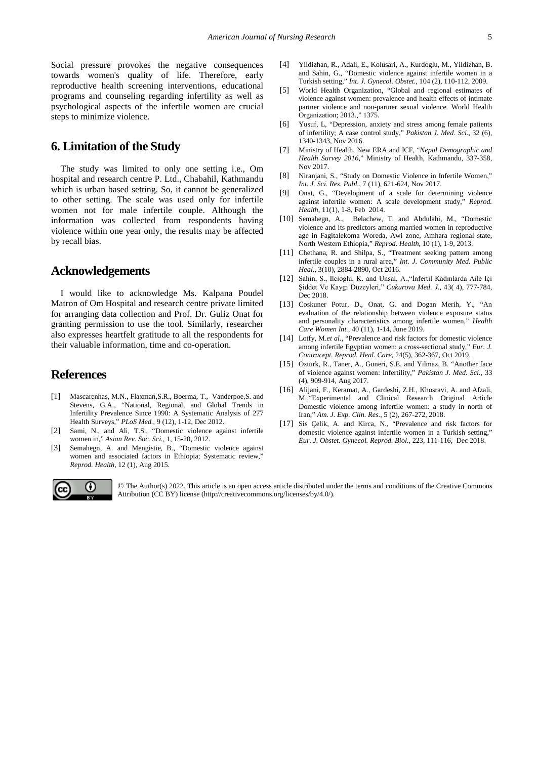Social pressure provokes the negative consequences towards women's quality of life. Therefore, early reproductive health screening interventions, educational programs and counseling regarding infertility as well as psychological aspects of the infertile women are crucial steps to minimize violence.

## 6. Limitation of the Study

The study was limited to only one setting i.e., Om hospital and research centre P. Ltd., Chabahil, Kathmandu which is urban based setting. So, it cannot be generalized to other setting. The scale was used only for infertile women not for male infertile couple. Although the information was collected from respondents having violence within one year only, the results may be affected by recall bias.

## Acknowledgements

I would like to acknowledge Ms. Kalpana Poudel Matron of Om Hospital and research centre private limited for arranging data collection and Prof. Dr. Guliz Onat for granting permission to use the tool. Similarly, researcher also expresses heartfelt gratitude to all the respondents for their valuable information, time and co-operation.

## References

[1] Mascarenhas, M.N., Flaxman,S.R., Boerma, T., Vanderpoe,S. and Stevens, G.A., "National, Regional, and Global Trends in Infertility Prevalence Since 1990: A Systematic Analysis of 277 Health Surveys," *PLoS Med.*, 9 (12), 1-12, Dec 2012.

[2] Sami, N., and Ali, T.S., "Domestic violence against infertile women in," *Asian Rev. Soc. Sci.*, 1, 15-20, 2012.

[3] Semahegn, A. and Mengistie, B., "Domestic violence against women and associated factors in Ethiopia; Systematic review," *Reprod. Health*, 12 (1), Aug 2015.

[4] Yildizhan, R., Adali, E., Kolusari, A., Kurdoglu, M., Yildizhan, B. and Sahin, G., "Domestic violence against infertile women in a Turkish setting," *Int. J. Gynecol. Obstet.*, 104 (2), 110-112, 2009.

[5] World Health Organization, "Global and regional estimates of violence against women: prevalence and health effects of intimate partner violence and non-partner sexual violence. World Health Organization; 2013.," 1375.

[6] Yusuf, L, "Depression, anxiety and stress among female patients of infertility; A case control study," *Pakistan J. Med. Sci.*, 32 (6), 1340-1343, Nov 2016.

[7] Ministry of Health, New ERA and ICF, "*Nepal Demographic and Health Survey 2016*," Ministry of Health, Kathmandu, 337-358, Nov 2017.

[8] Niranjani, S., "Study on Domestic Violence in Infertile Women," *Int. J. Sci. Res. Publ.*, 7 (11), 621-624, Nov 2017.

[9] Onat, G., "Development of a scale for determining violence against infertile women: A scale development study," *Reprod. Health*, 11(1), 1-8, Feb 2014.

[10] Semahegn, A., Belachew, T. and Abdulahi, M., "Domestic violence and its predictors among married women in reproductive age in Fagitalekoma Woreda, Awi zone, Amhara regional state, North Western Ethiopia," *Reprod. Health*, 10 (1), 1-9, 2013.

[11] Chethana, R. and Shilpa, S., "Treatment seeking pattern among infertile couples in a rural area," *Int. J. Community Med. Public Heal.*, 3(10), 2884-2890, Oct 2016.

[12] Sahin, S., Ilcioglu, K. and Unsal, A.,"İnfertil Kadınlarda Aile Içi Şiddet Ve Kaygı Düzeyleri," *Cukurova Med. J.*, 43( 4), 777-784, Dec 2018.

[13] Coskuner Potur, D., Onat, G. and Dogan Merih, Y., "An evaluation of the relationship between violence exposure status and personality characteristics among infertile women," *Health Care Women Int.*, 40 (11), 1-14, June 2019.

[14] Lotfy, M.*et al.*, "Prevalence and risk factors for domestic violence among infertile Egyptian women: a cross-sectional study," *Eur. J. Contracept. Reprod. Heal. Care*, 24(5), 362-367, Oct 2019.

[15] Ozturk, R., Taner, A., Guneri, S.E. and Yilmaz, B. "Another face of violence against women: Infertility," *Pakistan J. Med. Sci.*, 33 (4), 909-914, Aug 2017.

[16] Alijani, F., Keramat, A., Gardeshi, Z.H., Khosravi, A. and Afzali, M.,"Experimental and Clinical Research Original Article Domestic violence among infertile women: a study in north of Iran," *Am. J. Exp. Clin. Res.*, 5 (2), 267-272, 2018.

[17] Sis Çelik, A. and Kirca, N., "Prevalence and risk factors for domestic violence against infertile women in a Turkish setting," *Eur. J. Obstet. Gynecol. Reprod. Biol.*, 223, 111-116, Dec 2018.

© The Author(s) 2022. This article is an open access article distributed under the terms and conditions of the Creative Commons Attribution (CC BY) license (http://creativecommons.org/licenses/by/4.0/).